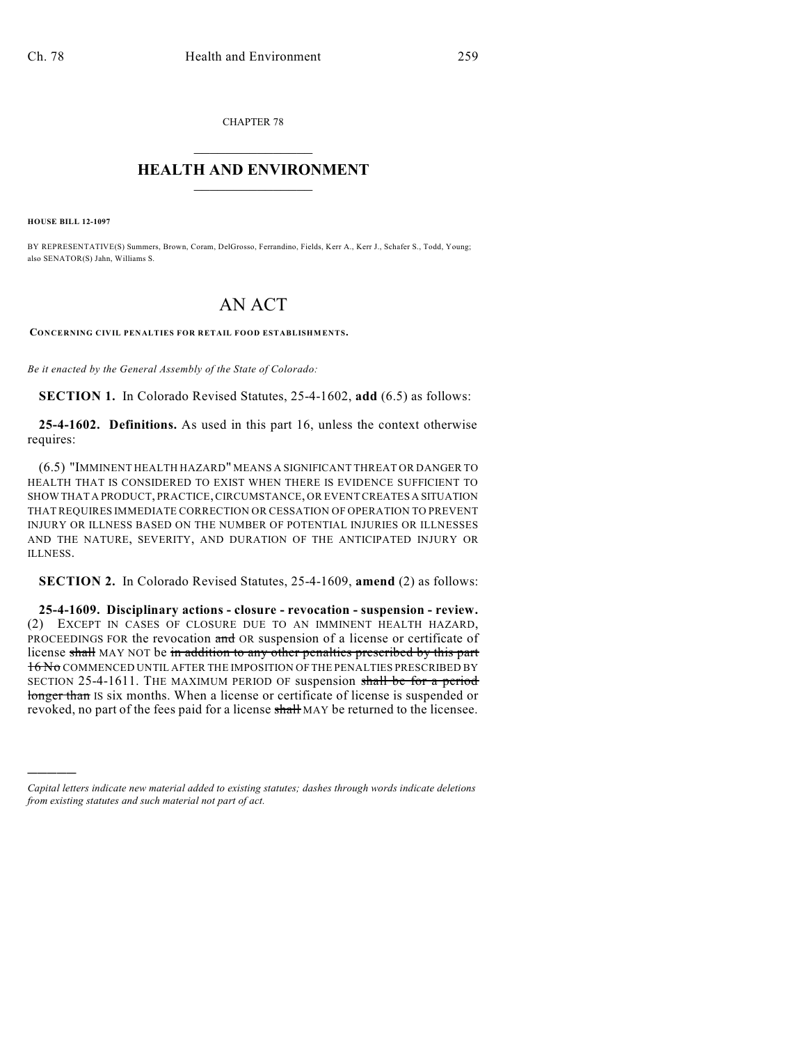CHAPTER 78

# HEALTH AND ENVIRONMENT

**HOUSE BILL 12-1097**

BY REPRESENTATIVE(S) Summers, Brown, Coram, DelGrosso, Ferrandino, Fields, Kerr A., Kerr J., Schafer S., Todd, Young; also SENATOR(S) Jahn, Williams S.

# AN ACT

**CONCERNING CIVIL PENALTIES FOR RETAIL FOOD ESTABLISHMENTS.**

*Be it enacted by the General Assembly of the State of Colorado:*

**SECTION 1.** In Colorado Revised Statutes, 25-4-1602, **add** (6.5) as follows:

**25-4-1602. Definitions.** As used in this part 16, unless the context otherwise requires:

(6.5) "IMMINENT HEALTH HAZARD" MEANS A SIGNIFICANT THREAT OR DANGER TO HEALTH THAT IS CONSIDERED TO EXIST WHEN THERE IS EVIDENCE SUFFICIENT TO SHOW THAT A PRODUCT, PRACTICE, CIRCUMSTANCE, OR EVENT CREATES A SITUATION THAT REQUIRES IMMEDIATE CORRECTION OR CESSATION OF OPERATION TO PREVENT INJURY OR ILLNESS BASED ON THE NUMBER OF POTENTIAL INJURIES OR ILLNESSES AND THE NATURE, SEVERITY, AND DURATION OF THE ANTICIPATED INJURY OR ILLNESS.

**SECTION 2.** In Colorado Revised Statutes, 25-4-1609, **amend** (2) as follows:

**25-4-1609. Disciplinary actions - closure - revocation - suspension - review.** (2) EXCEPT IN CASES OF CLOSURE DUE TO AN IMMINENT HEALTH HAZARD, PROCEEDINGS FOR the revocation ~~and~~ OR suspension of a license or certificate of license ~~shall~~ MAY NOT be ~~in addition to any other penalties prescribed by this part 16 No~~ COMMENCED UNTIL AFTER THE IMPOSITION OF THE PENALTIES PRESCRIBED BY SECTION 25-4-1611. THE MAXIMUM PERIOD OF suspension ~~shall be for a period longer than~~ IS six months. When a license or certificate of license is suspended or revoked, no part of the fees paid for a license ~~shall~~ MAY be returned to the licensee.

---

*Capital letters indicate new material added to existing statutes; dashes through words indicate deletions from existing statutes and such material not part of act.*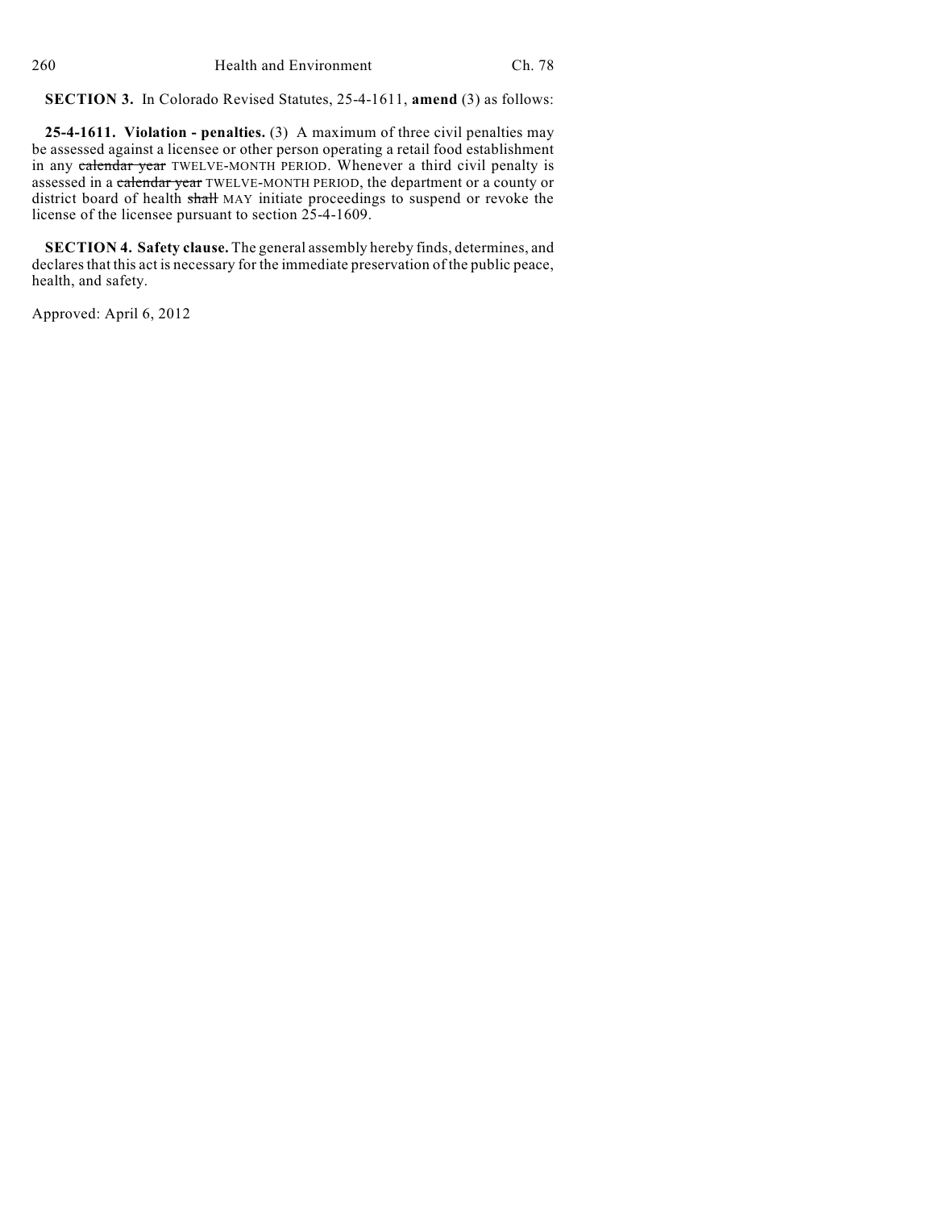**SECTION 3.** In Colorado Revised Statutes, 25-4-1611, **amend** (3) as follows:

**25-4-1611. Violation - penalties.** (3) A maximum of three civil penalties may be assessed against a licensee or other person operating a retail food establishment in any ~~calendar year~~ TWELVE-MONTH PERIOD. Whenever a third civil penalty is assessed in a ~~calendar year~~ TWELVE-MONTH PERIOD, the department or a county or district board of health ~~shall~~ MAY initiate proceedings to suspend or revoke the license of the licensee pursuant to section 25-4-1609.

**SECTION 4. Safety clause.** The general assembly hereby finds, determines, and declares that this act is necessary for the immediate preservation of the public peace, health, and safety.

Approved: April 6, 2012